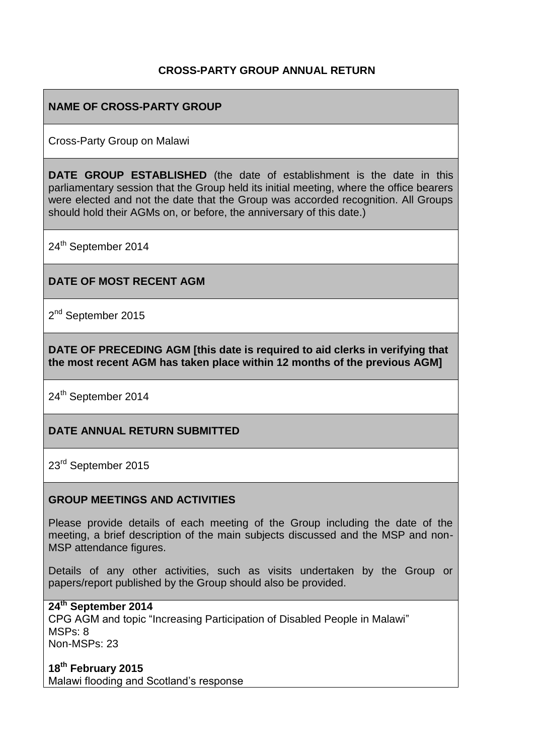# CROSS-PARTY GROUP ANNUAL RETURN

**NAME OF CROSS-PARTY GROUP**

Cross-Party Group on Malawi

**DATE GROUP ESTABLISHED** (the date of establishment is the date in this parliamentary session that the Group held its initial meeting, where the office bearers were elected and not the date that the Group was accorded recognition. All Groups should hold their AGMs on, or before, the anniversary of this date.)

24th September 2014

**DATE OF MOST RECENT AGM**

2nd September 2015

**DATE OF PRECEDING AGM [this date is required to aid clerks in verifying that the most recent AGM has taken place within 12 months of the previous AGM]**

24th September 2014

**DATE ANNUAL RETURN SUBMITTED**

23rd September 2015

**GROUP MEETINGS AND ACTIVITIES**

Please provide details of each meeting of the Group including the date of the meeting, a brief description of the main subjects discussed and the MSP and non-MSP attendance figures.

Details of any other activities, such as visits undertaken by the Group or papers/report published by the Group should also be provided.

**24th September 2014**
CPG AGM and topic "Increasing Participation of Disabled People in Malawi"
MSPs: 8
Non-MSPs: 23

**18th February 2015**
Malawi flooding and Scotland's response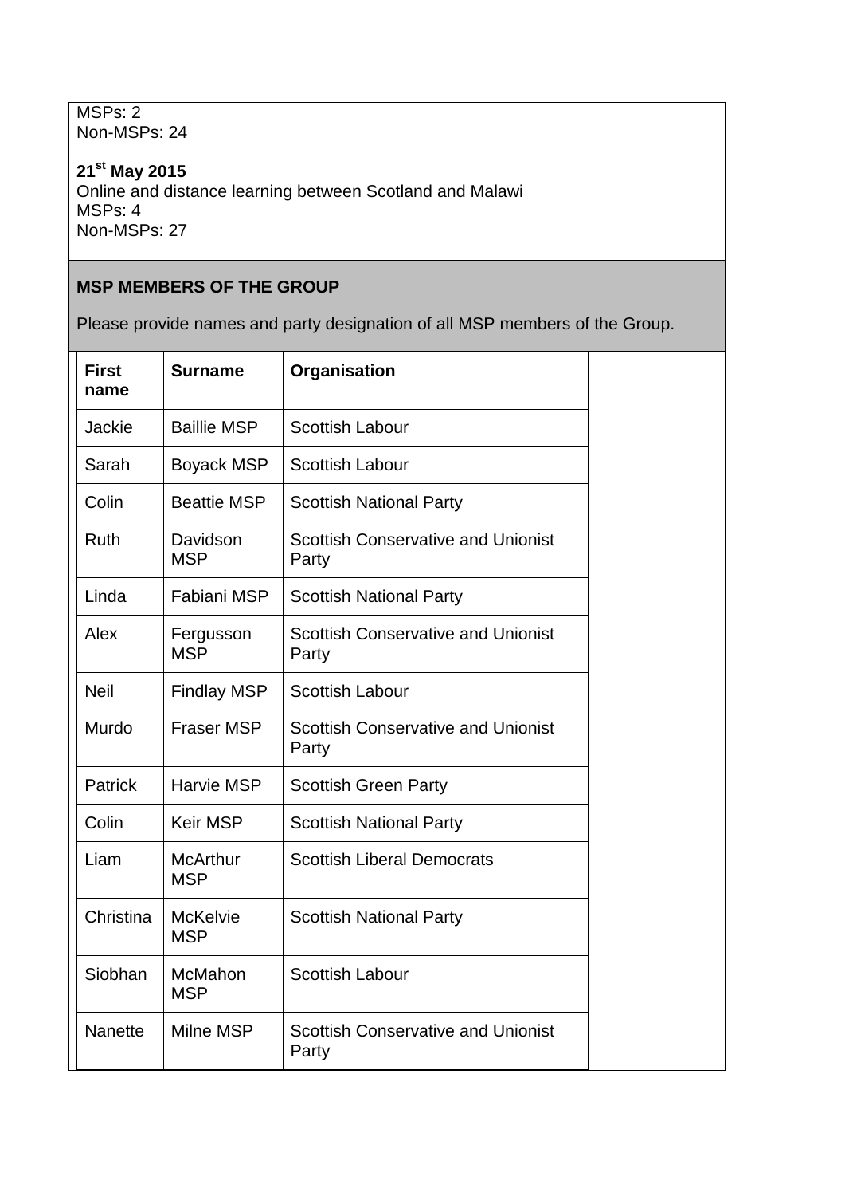MSPs: 2
Non-MSPs: 24

**21st May 2015**
Online and distance learning between Scotland and Malawi
MSPs: 4
Non-MSPs: 27

**MSP MEMBERS OF THE GROUP**

Please provide names and party designation of all MSP members of the Group.

| First name | Surname | Organisation |
|---|---|---|
| Jackie | Baillie MSP | Scottish Labour |
| Sarah | Boyack MSP | Scottish Labour |
| Colin | Beattie MSP | Scottish National Party |
| Ruth | Davidson MSP | Scottish Conservative and Unionist Party |
| Linda | Fabiani MSP | Scottish National Party |
| Alex | Fergusson MSP | Scottish Conservative and Unionist Party |
| Neil | Findlay MSP | Scottish Labour |
| Murdo | Fraser MSP | Scottish Conservative and Unionist Party |
| Patrick | Harvie MSP | Scottish Green Party |
| Colin | Keir MSP | Scottish National Party |
| Liam | McArthur MSP | Scottish Liberal Democrats |
| Christina | McKelvie MSP | Scottish National Party |
| Siobhan | McMahon MSP | Scottish Labour |
| Nanette | Milne MSP | Scottish Conservative and Unionist Party |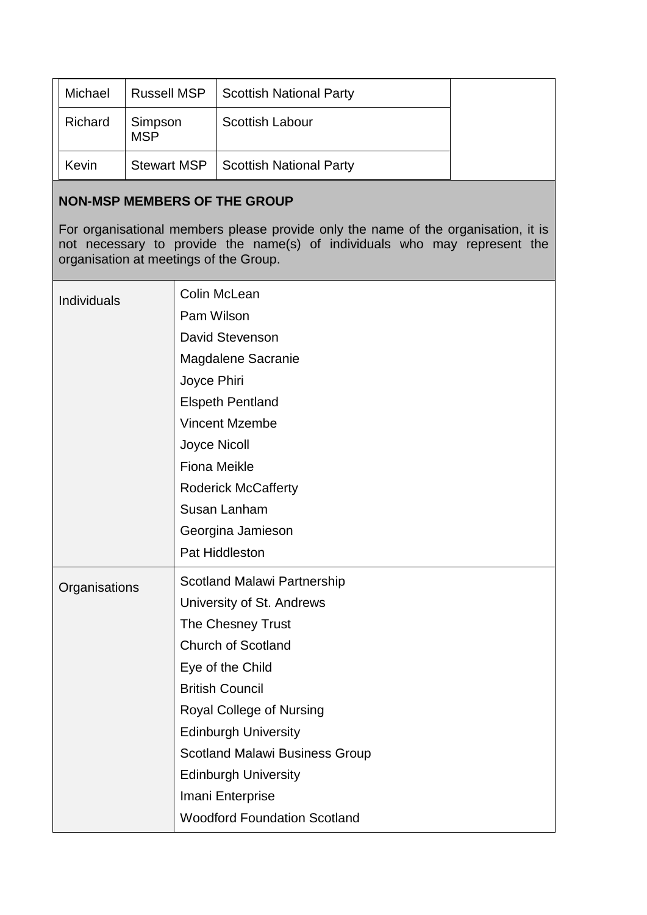| | | |
|---|---|---|
| Michael | Russell MSP | Scottish National Party |
| Richard | Simpson MSP | Scottish Labour |
| Kevin | Stewart MSP | Scottish National Party |

**NON-MSP MEMBERS OF THE GROUP**

For organisational members please provide only the name of the organisation, it is not necessary to provide the name(s) of individuals who may represent the organisation at meetings of the Group.

| | |
|---|---|
| Individuals | Colin McLean<br>Pam Wilson<br>David Stevenson<br>Magdalene Sacranie<br>Joyce Phiri<br>Elspeth Pentland<br>Vincent Mzembe<br>Joyce Nicoll<br>Fiona Meikle<br>Roderick McCafferty<br>Susan Lanham<br>Georgina Jamieson<br>Pat Hiddleston |
| Organisations | Scotland Malawi Partnership<br>University of St. Andrews<br>The Chesney Trust<br>Church of Scotland<br>Eye of the Child<br>British Council<br>Royal College of Nursing<br>Edinburgh University<br>Scotland Malawi Business Group<br>Edinburgh University<br>Imani Enterprise<br>Woodford Foundation Scotland |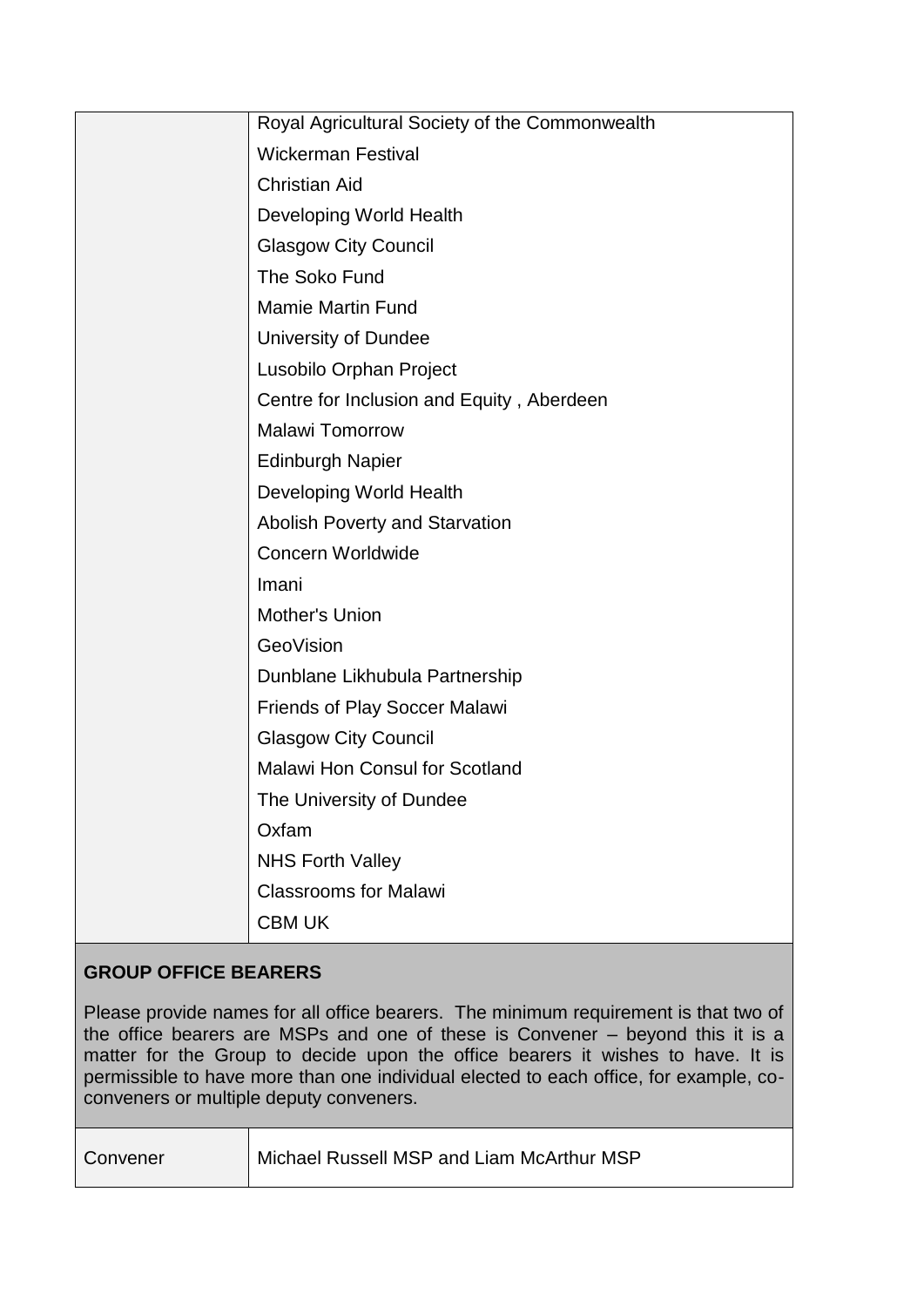| | |
|---|---|
| | Royal Agricultural Society of the Commonwealth |
| | Wickerman Festival |
| | Christian Aid |
| | Developing World Health |
| | Glasgow City Council |
| | The Soko Fund |
| | Mamie Martin Fund |
| | University of Dundee |
| | Lusobilo Orphan Project |
| | Centre for Inclusion and Equity , Aberdeen |
| | Malawi Tomorrow |
| | Edinburgh Napier |
| | Developing World Health |
| | Abolish Poverty and Starvation |
| | Concern Worldwide |
| | Imani |
| | Mother's Union |
| | GeoVision |
| | Dunblane Likhubula Partnership |
| | Friends of Play Soccer Malawi |
| | Glasgow City Council |
| | Malawi Hon Consul for Scotland |
| | The University of Dundee |
| | Oxfam |
| | NHS Forth Valley |
| | Classrooms for Malawi |
| | CBM UK |

**GROUP OFFICE BEARERS**

Please provide names for all office bearers. The minimum requirement is that two of the office bearers are MSPs and one of these is Convener – beyond this it is a matter for the Group to decide upon the office bearers it wishes to have. It is permissible to have more than one individual elected to each office, for example, co-conveners or multiple deputy conveners.

| | |
|---|---|
| Convener | Michael Russell MSP and Liam McArthur MSP |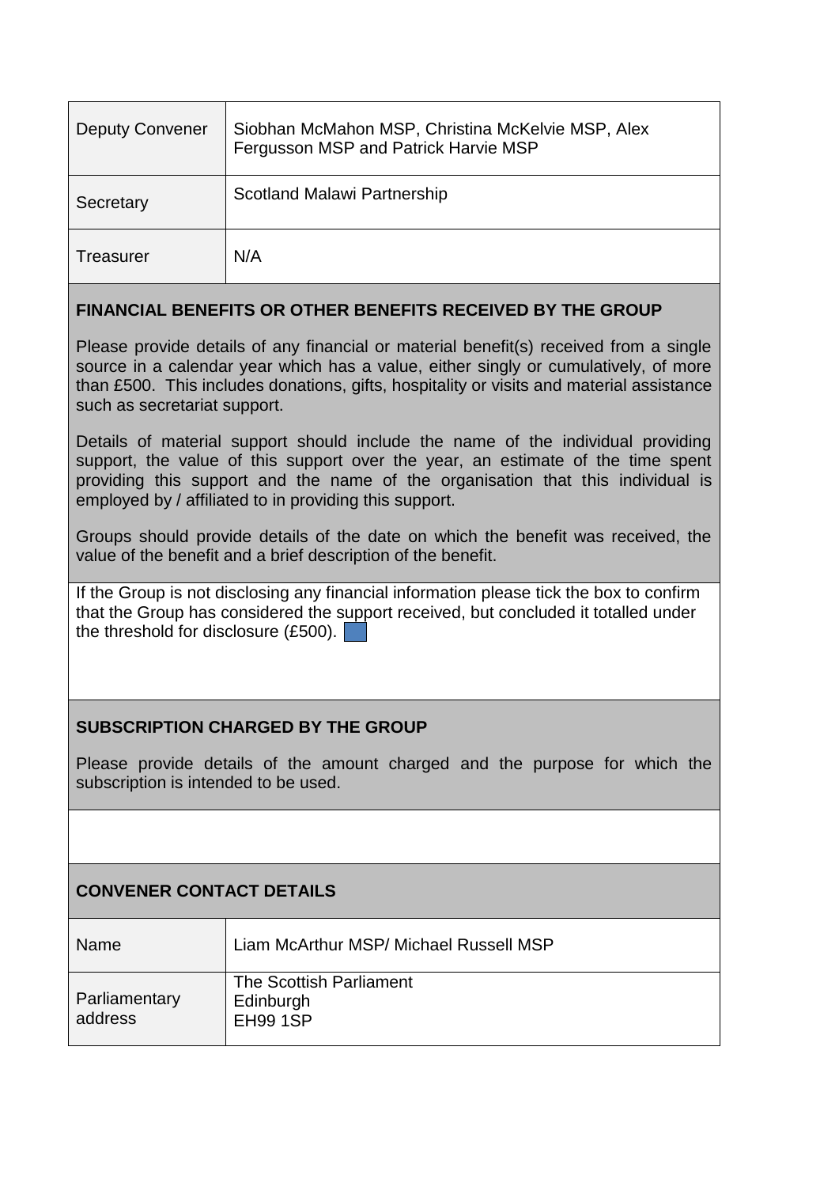| Deputy Convener | Siobhan McMahon MSP, Christina McKelvie MSP, Alex Fergusson MSP and Patrick Harvie MSP |
| --- | --- |
| Secretary | Scotland Malawi Partnership |
| Treasurer | N/A |

**FINANCIAL BENEFITS OR OTHER BENEFITS RECEIVED BY THE GROUP**

Please provide details of any financial or material benefit(s) received from a single source in a calendar year which has a value, either singly or cumulatively, of more than £500. This includes donations, gifts, hospitality or visits and material assistance such as secretariat support.

Details of material support should include the name of the individual providing support, the value of this support over the year, an estimate of the time spent providing this support and the name of the organisation that this individual is employed by / affiliated to in providing this support.

Groups should provide details of the date on which the benefit was received, the value of the benefit and a brief description of the benefit.

If the Group is not disclosing any financial information please tick the box to confirm that the Group has considered the support received, but concluded it totalled under the threshold for disclosure (£500). ☐

**SUBSCRIPTION CHARGED BY THE GROUP**

Please provide details of the amount charged and the purpose for which the subscription is intended to be used.

**CONVENER CONTACT DETAILS**

| Name | Liam McArthur MSP/ Michael Russell MSP |
| --- | --- |
| Parliamentary address | The Scottish Parliament<br>Edinburgh<br>EH99 1SP |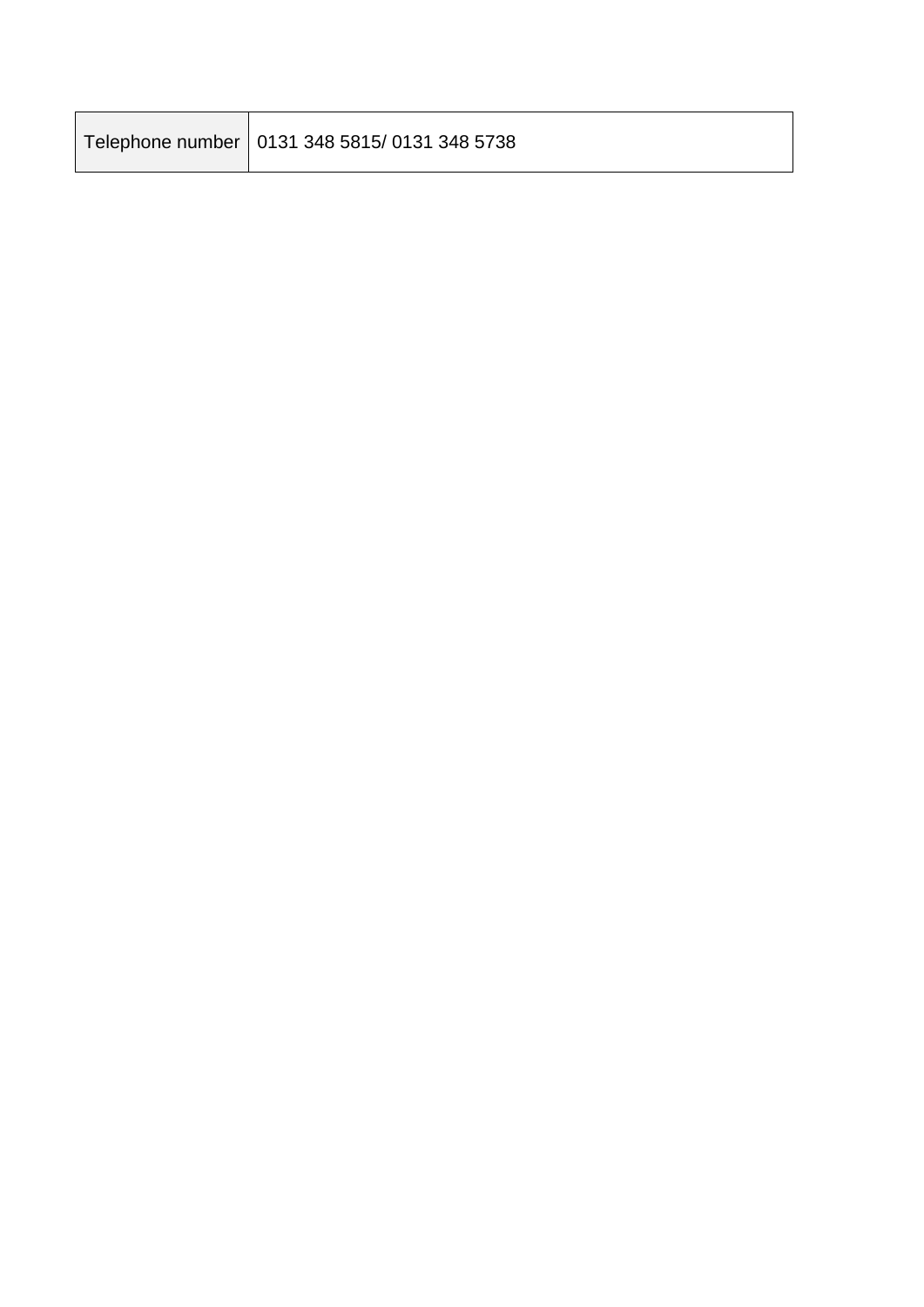| | |
|---|---|
| Telephone number | 0131 348 5815/ 0131 348 5738 |